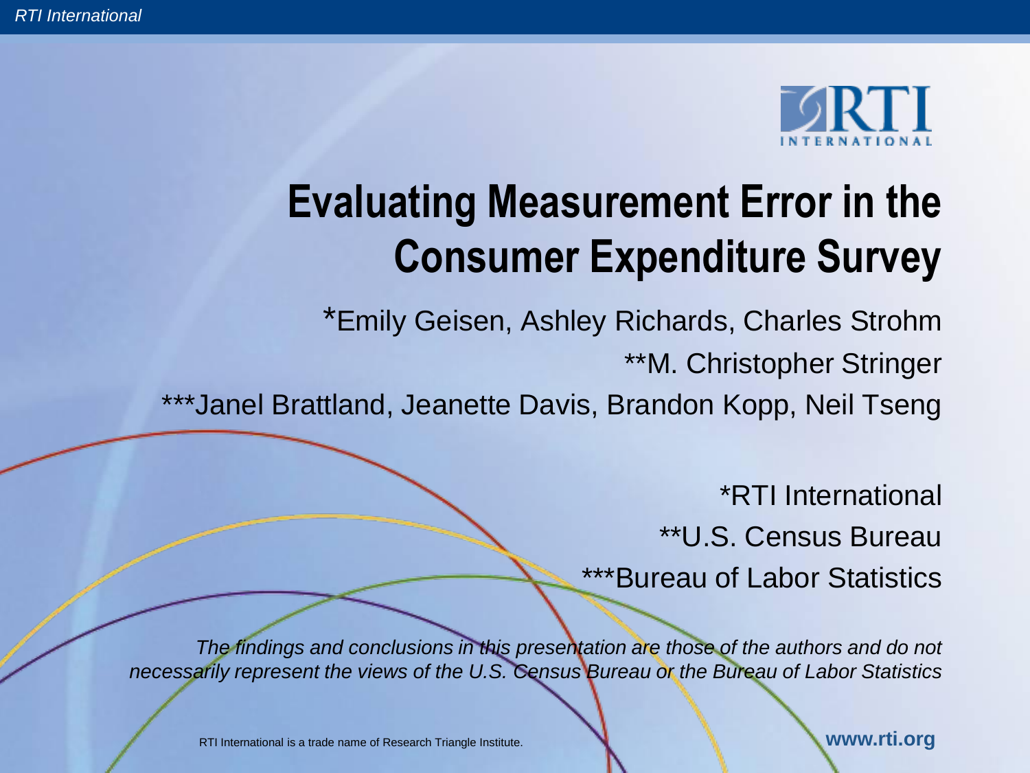# Evaluating Measurement Error in the Consumer Expenditure Survey

*Emily Geisen, Ashley Richards, Charles Strohm

**M. Christopher Stringer

***Janel Brattland, Jeanette Davis, Brandon Kopp, Neil Tseng

*RTI International

**U.S. Census Bureau

***Bureau of Labor Statistics

*The findings and conclusions in this presentation are those of the authors and do not necessarily represent the views of the U.S. Census Bureau or the Bureau of Labor Statistics*

RTI International is a trade name of Research Triangle Institute.

**www.rti.org**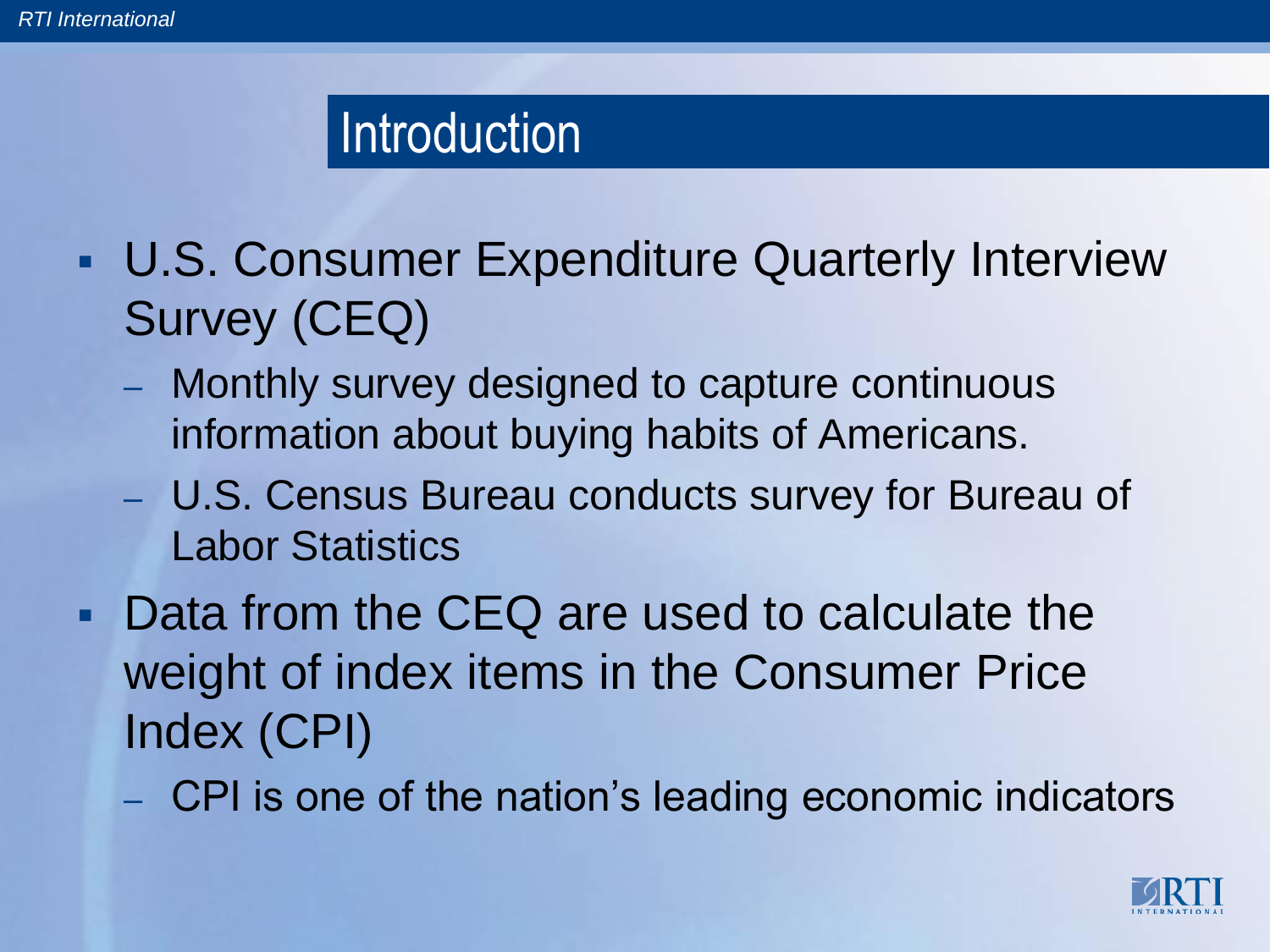# Introduction

- U.S. Consumer Expenditure Quarterly Interview Survey (CEQ)
  - Monthly survey designed to capture continuous information about buying habits of Americans.
  - U.S. Census Bureau conducts survey for Bureau of Labor Statistics
- Data from the CEQ are used to calculate the weight of index items in the Consumer Price Index (CPI)
  - CPI is one of the nation's leading economic indicators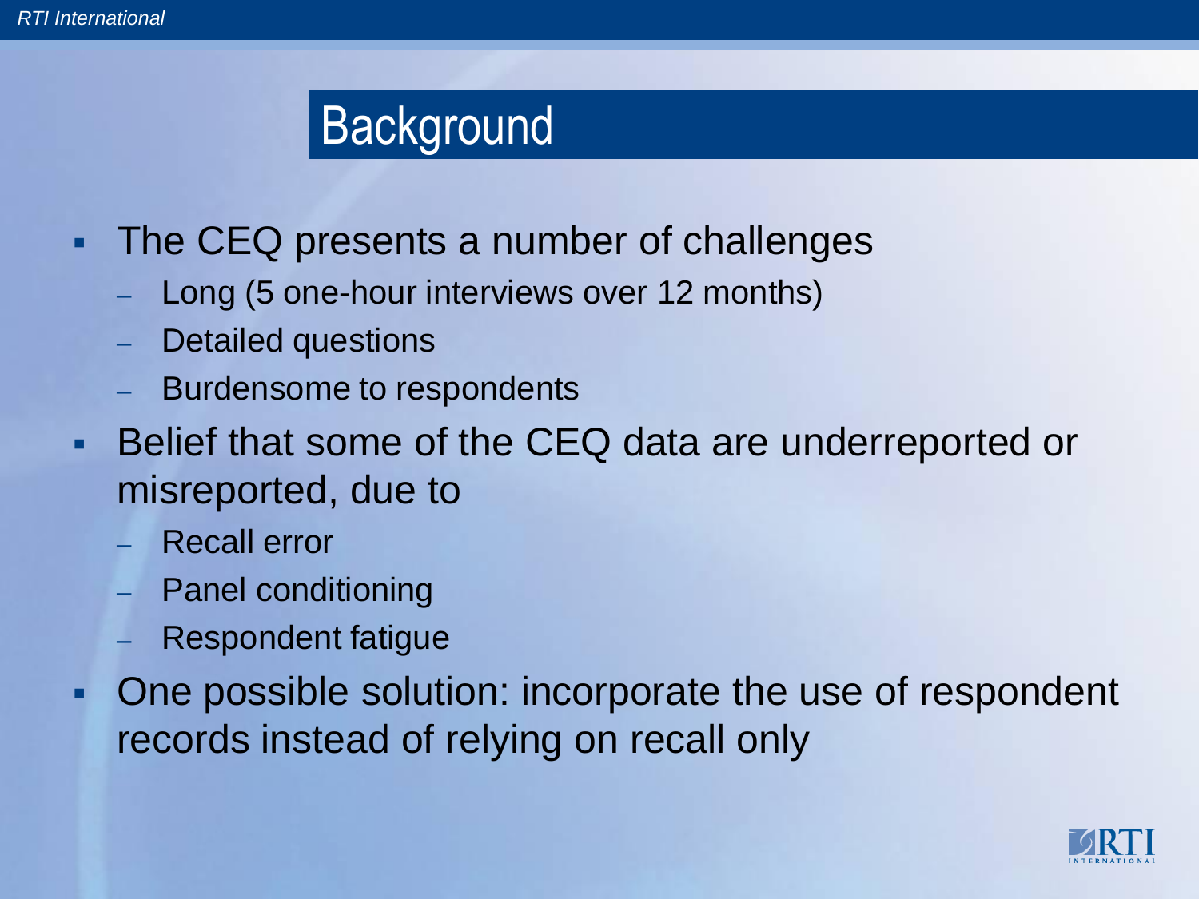# Background

- The CEQ presents a number of challenges
  - Long (5 one-hour interviews over 12 months)
  - Detailed questions
  - Burdensome to respondents
- Belief that some of the CEQ data are underreported or misreported, due to
  - Recall error
  - Panel conditioning
  - Respondent fatigue
- One possible solution: incorporate the use of respondent records instead of relying on recall only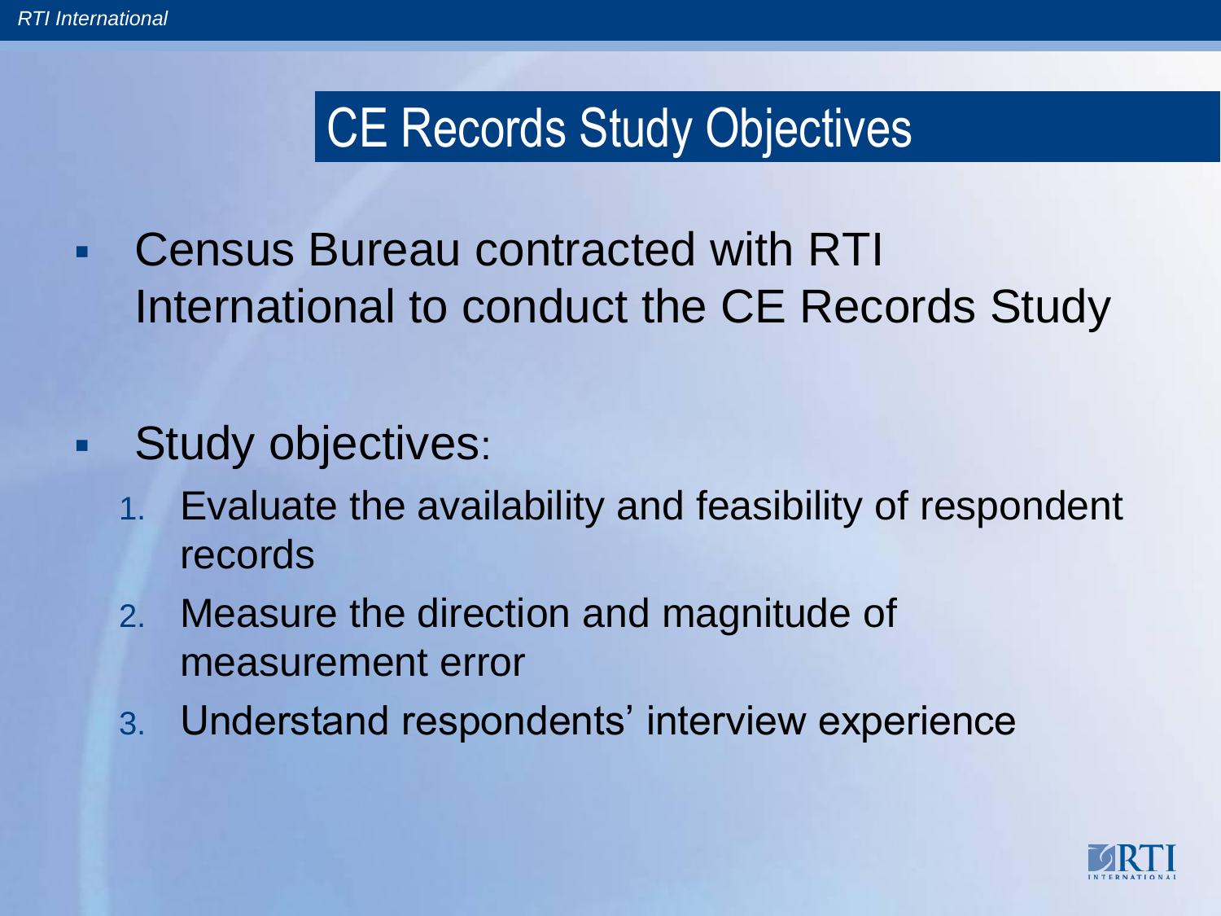# CE Records Study Objectives

- Census Bureau contracted with RTI International to conduct the CE Records Study

- Study objectives:
  1. Evaluate the availability and feasibility of respondent records
  2. Measure the direction and magnitude of measurement error
  3. Understand respondents' interview experience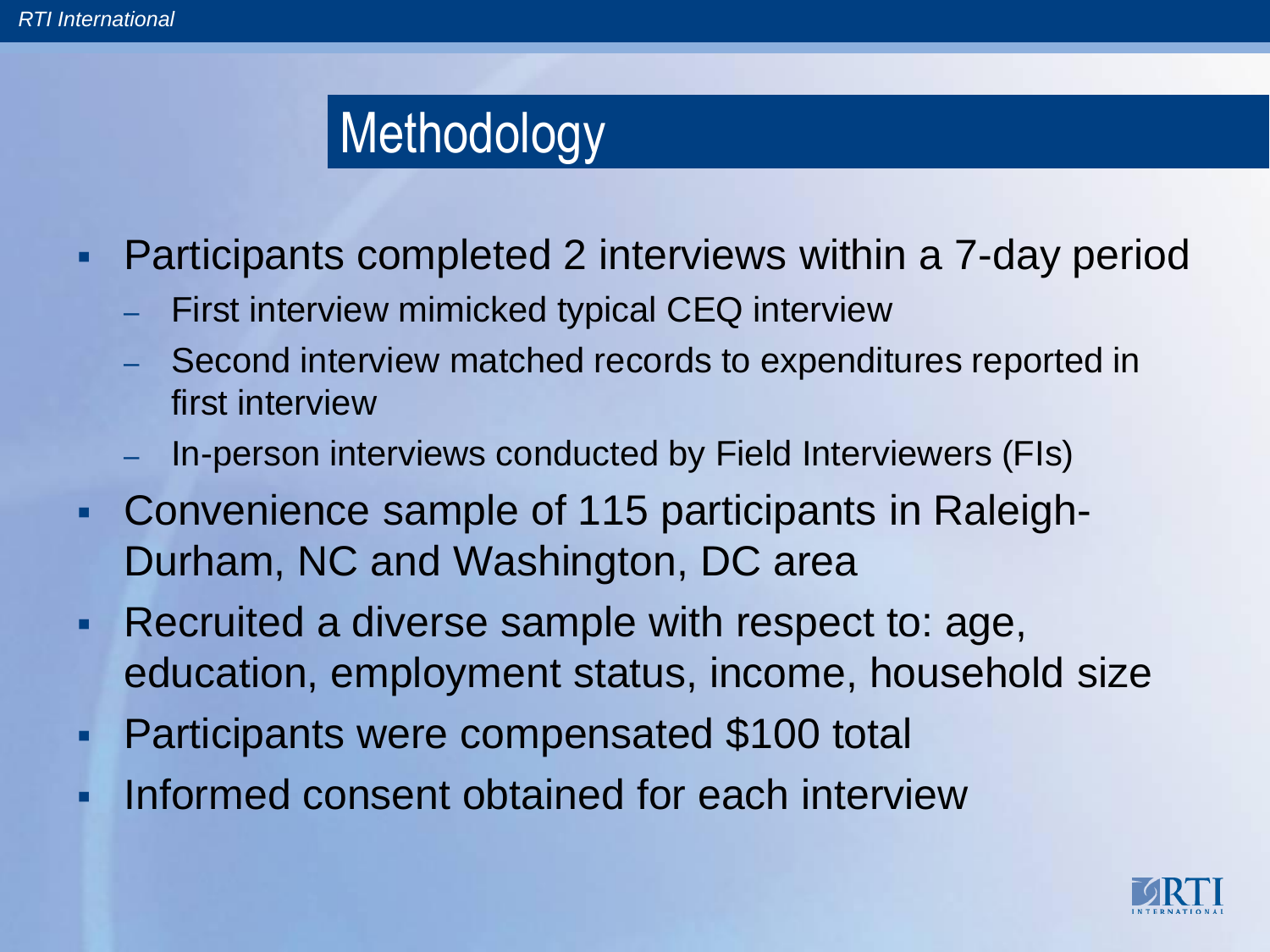# Methodology

- Participants completed 2 interviews within a 7-day period
  - First interview mimicked typical CEQ interview
  - Second interview matched records to expenditures reported in first interview
  - In-person interviews conducted by Field Interviewers (FIs)
- Convenience sample of 115 participants in Raleigh-Durham, NC and Washington, DC area
- Recruited a diverse sample with respect to: age, education, employment status, income, household size
- Participants were compensated $100 total
- Informed consent obtained for each interview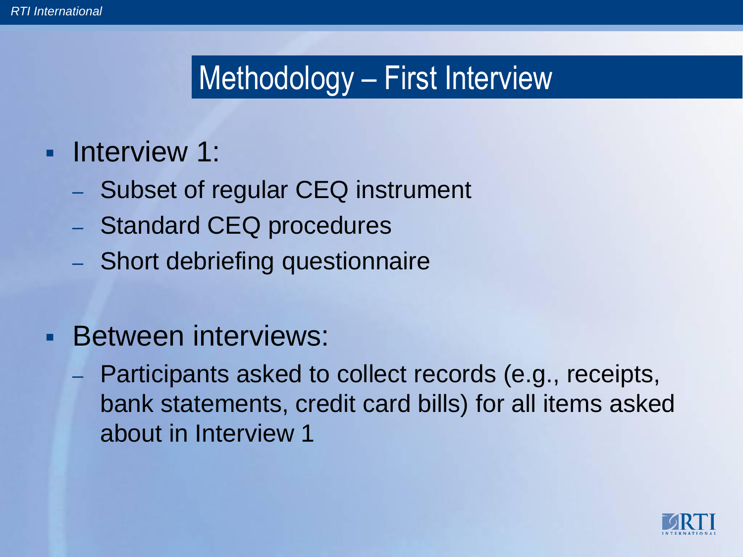# Methodology – First Interview

- Interview 1:
  - Subset of regular CEQ instrument
  - Standard CEQ procedures
  - Short debriefing questionnaire

- Between interviews:
  - Participants asked to collect records (e.g., receipts, bank statements, credit card bills) for all items asked about in Interview 1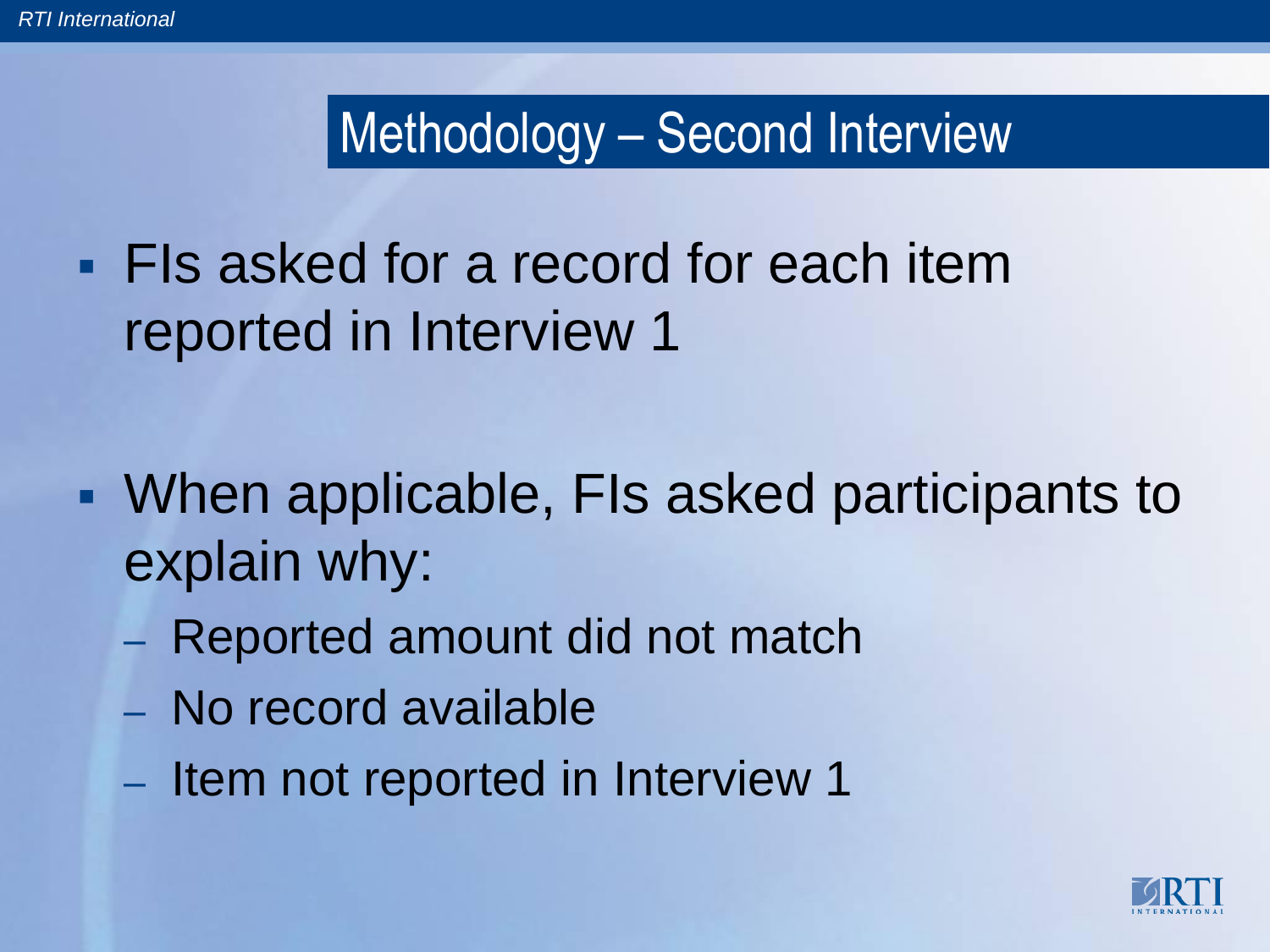# Methodology – Second Interview

- FIs asked for a record for each item reported in Interview 1
- When applicable, FIs asked participants to explain why:
  - Reported amount did not match
  - No record available
  - Item not reported in Interview 1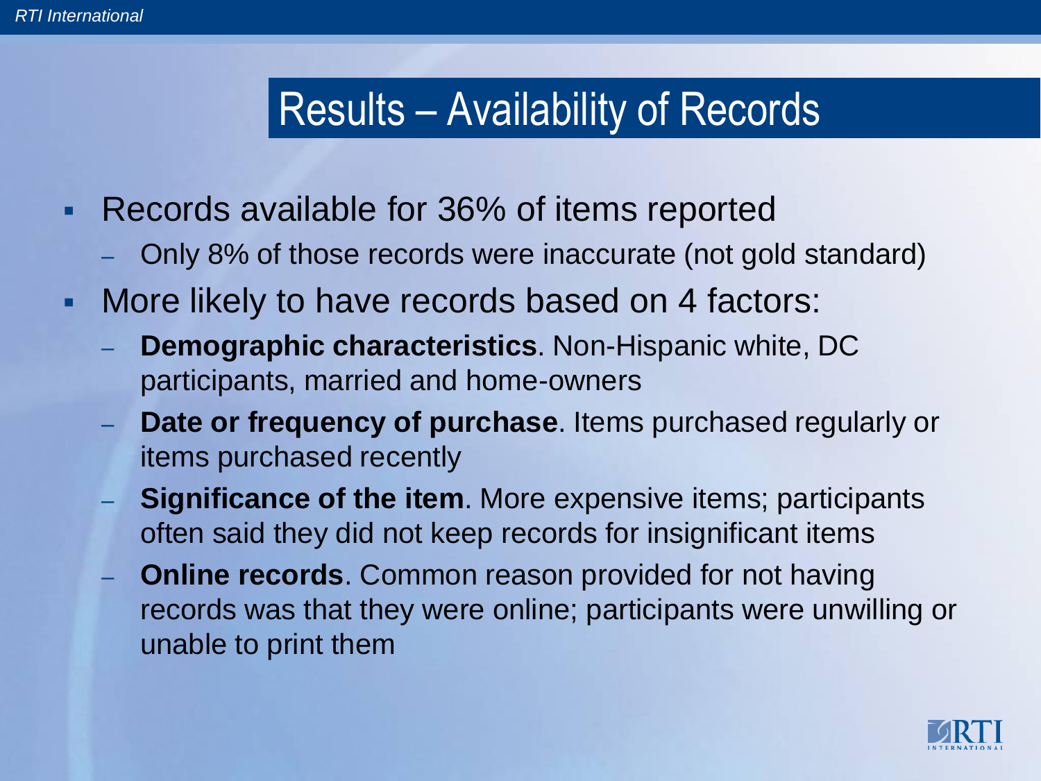# Results – Availability of Records

- Records available for 36% of items reported
  - Only 8% of those records were inaccurate (not gold standard)
- More likely to have records based on 4 factors:
  - **Demographic characteristics**. Non-Hispanic white, DC participants, married and home-owners
  - **Date or frequency of purchase**. Items purchased regularly or items purchased recently
  - **Significance of the item**. More expensive items; participants often said they did not keep records for insignificant items
  - **Online records**. Common reason provided for not having records was that they were online; participants were unwilling or unable to print them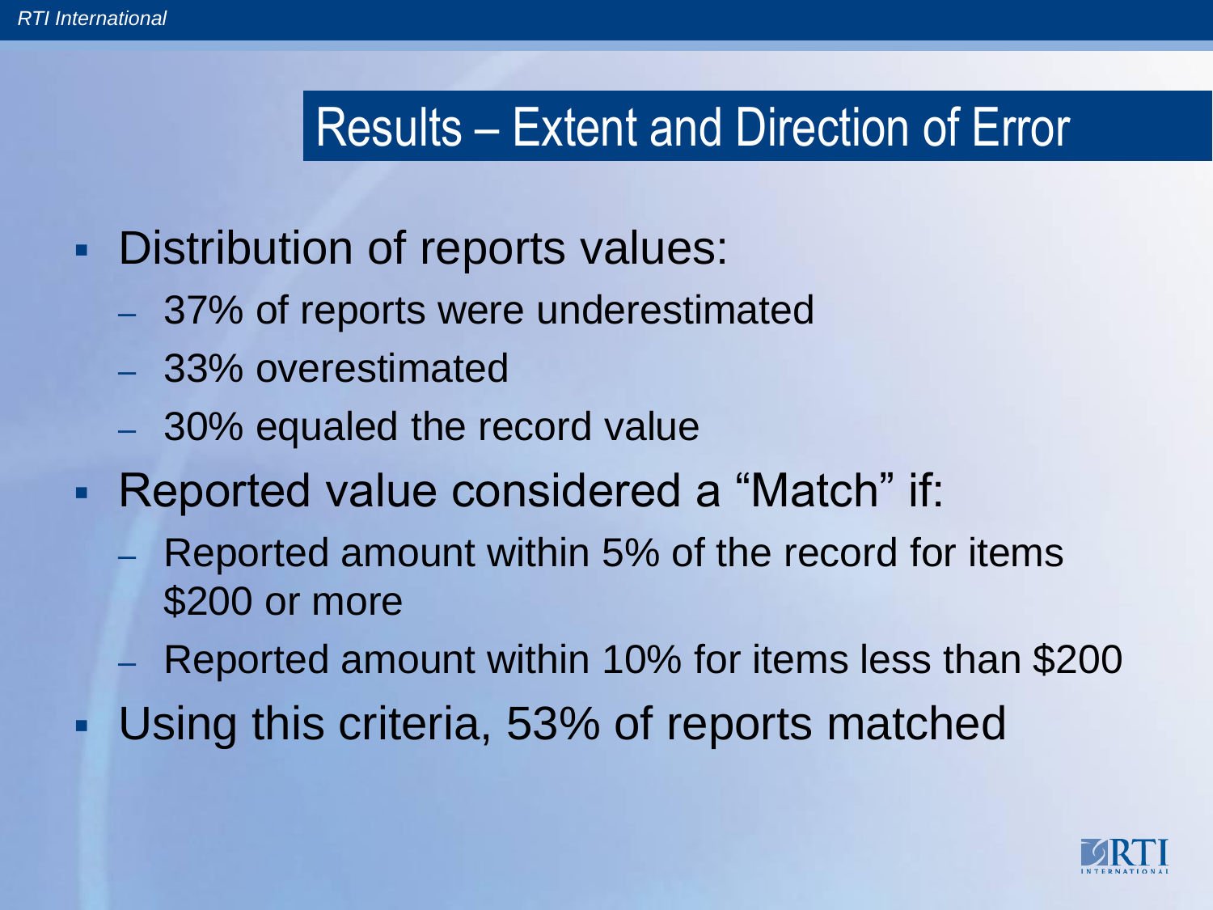## Results – Extent and Direction of Error

- Distribution of reports values:
  - 37% of reports were underestimated
  - 33% overestimated
  - 30% equaled the record value
- Reported value considered a "Match" if:
  - Reported amount within 5% of the record for items $200 or more
  - Reported amount within 10% for items less than $200
- Using this criteria, 53% of reports matched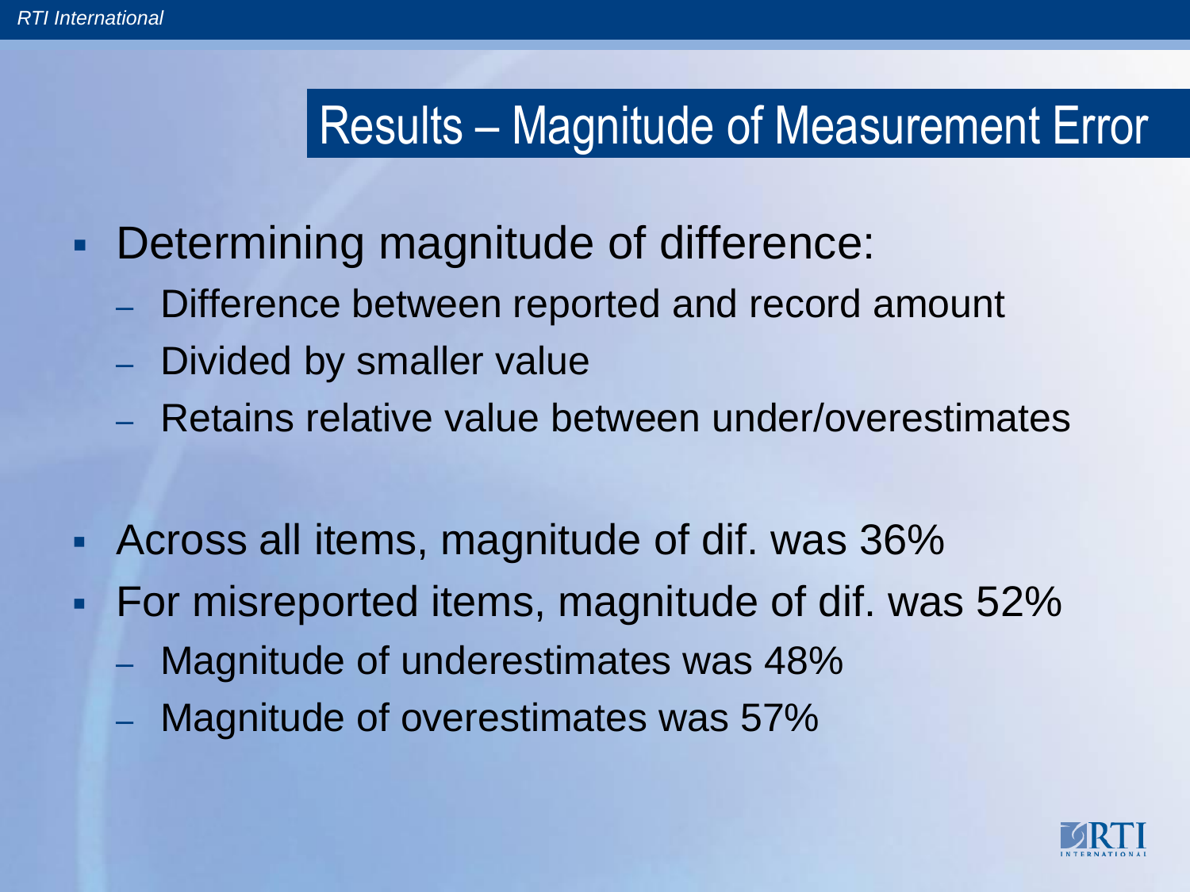## Results – Magnitude of Measurement Error

- Determining magnitude of difference:
  - Difference between reported and record amount
  - Divided by smaller value
  - Retains relative value between under/overestimates

- Across all items, magnitude of dif. was 36%
- For misreported items, magnitude of dif. was 52%
  - Magnitude of underestimates was 48%
  - Magnitude of overestimates was 57%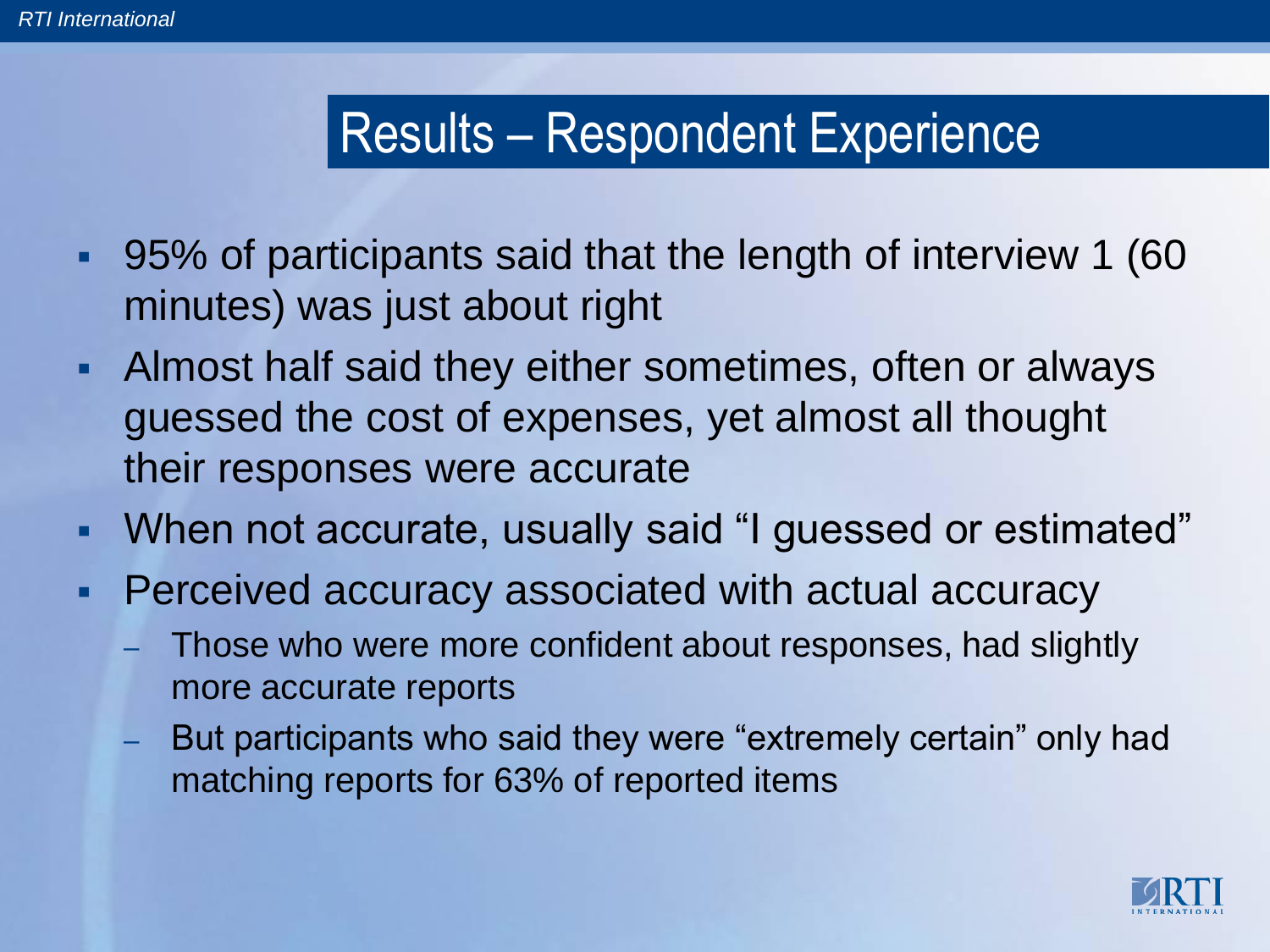# Results – Respondent Experience

- 95% of participants said that the length of interview 1 (60 minutes) was just about right
- Almost half said they either sometimes, often or always guessed the cost of expenses, yet almost all thought their responses were accurate
- When not accurate, usually said "I guessed or estimated"
- Perceived accuracy associated with actual accuracy
  - Those who were more confident about responses, had slightly more accurate reports
  - But participants who said they were "extremely certain" only had matching reports for 63% of reported items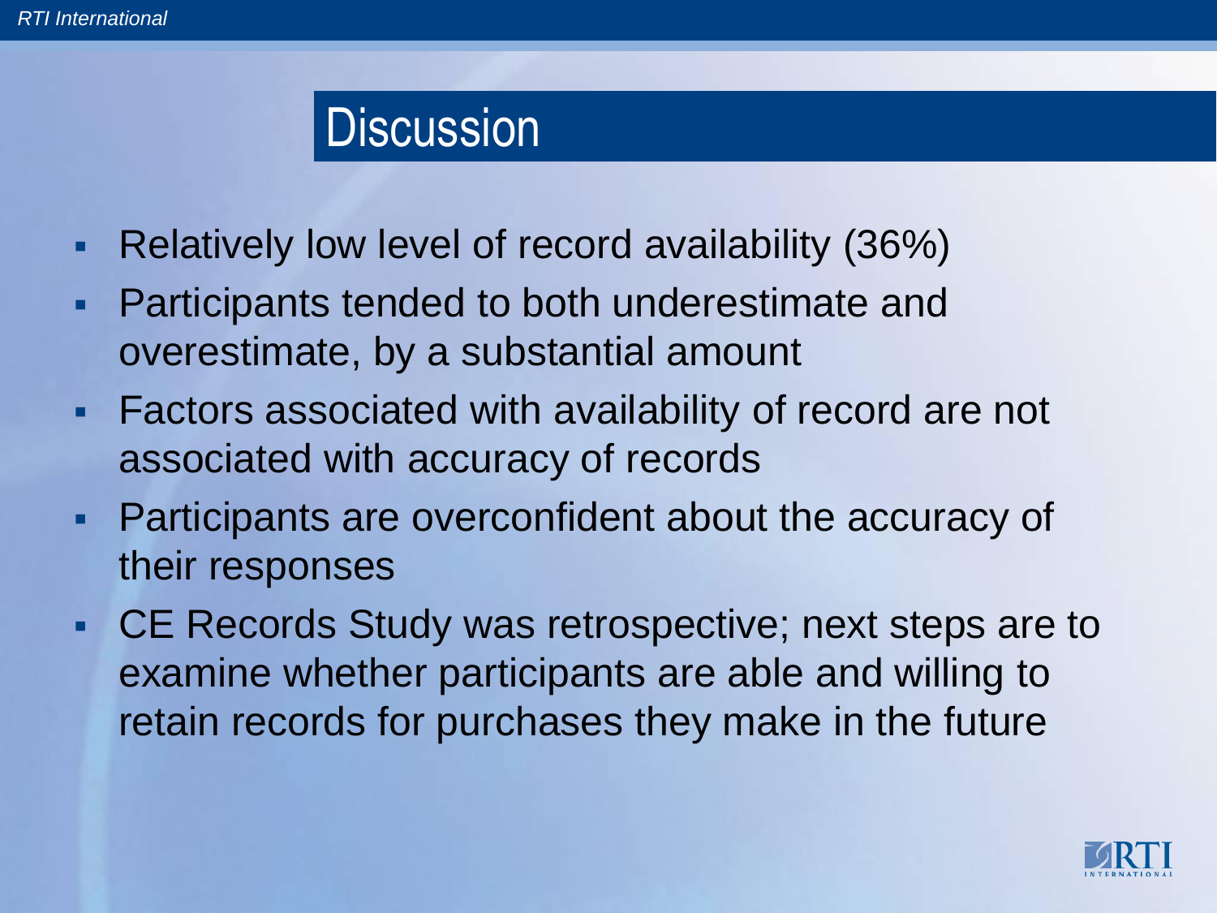# Discussion

- Relatively low level of record availability (36%)
- Participants tended to both underestimate and overestimate, by a substantial amount
- Factors associated with availability of record are not associated with accuracy of records
- Participants are overconfident about the accuracy of their responses
- CE Records Study was retrospective; next steps are to examine whether participants are able and willing to retain records for purchases they make in the future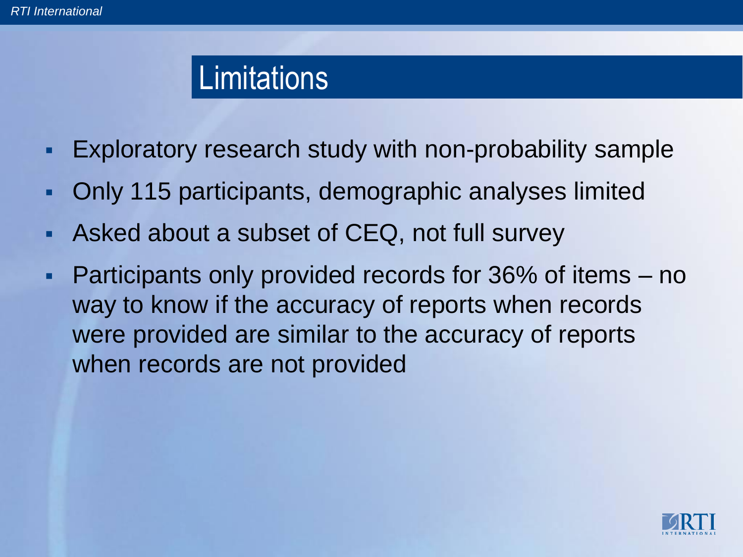# Limitations

- Exploratory research study with non-probability sample
- Only 115 participants, demographic analyses limited
- Asked about a subset of CEQ, not full survey
- Participants only provided records for 36% of items – no way to know if the accuracy of reports when records were provided are similar to the accuracy of reports when records are not provided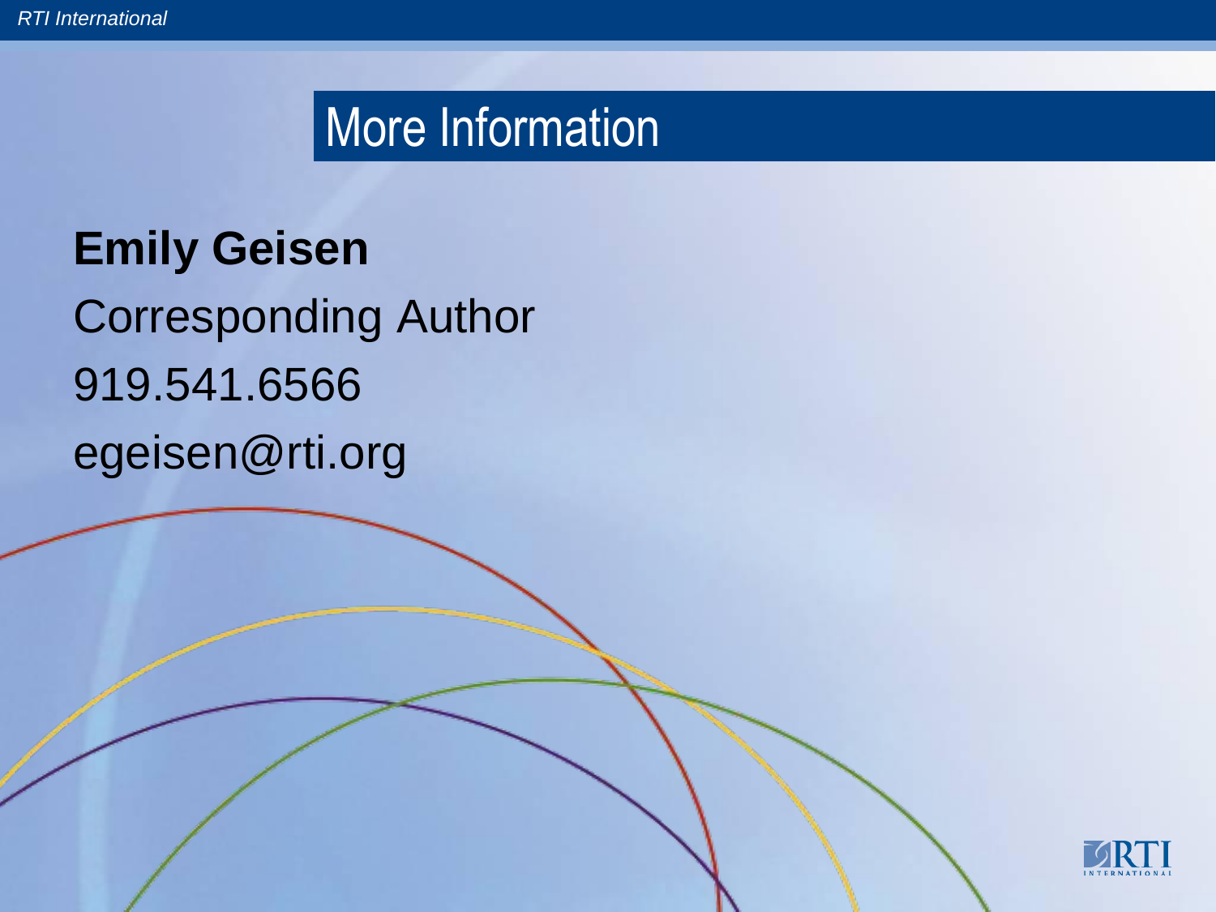# More Information

**Emily Geisen**

Corresponding Author

919.541.6566

egeisen@rti.org